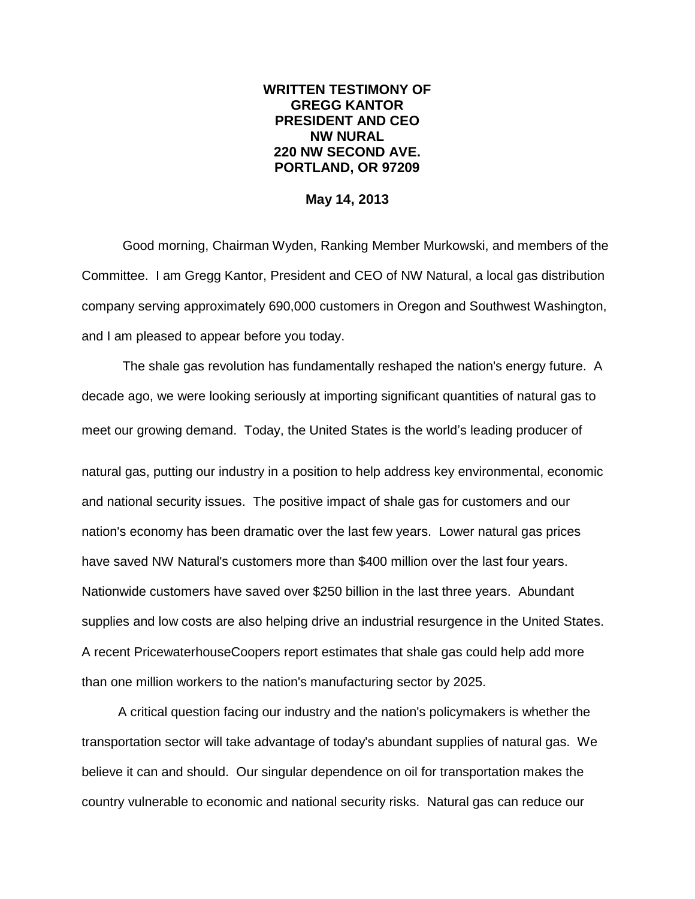**WRITTEN TESTIMONY OF**
**GREGG KANTOR**
**PRESIDENT AND CEO**
**NW NURAL**
**220 NW SECOND AVE.**
**PORTLAND, OR 97209**

**May 14, 2013**

Good morning, Chairman Wyden, Ranking Member Murkowski, and members of the Committee. I am Gregg Kantor, President and CEO of NW Natural, a local gas distribution company serving approximately 690,000 customers in Oregon and Southwest Washington, and I am pleased to appear before you today.

The shale gas revolution has fundamentally reshaped the nation's energy future. A decade ago, we were looking seriously at importing significant quantities of natural gas to meet our growing demand. Today, the United States is the world's leading producer of natural gas, putting our industry in a position to help address key environmental, economic and national security issues. The positive impact of shale gas for customers and our nation's economy has been dramatic over the last few years. Lower natural gas prices have saved NW Natural's customers more than $400 million over the last four years. Nationwide customers have saved over $250 billion in the last three years. Abundant supplies and low costs are also helping drive an industrial resurgence in the United States. A recent PricewaterhouseCoopers report estimates that shale gas could help add more than one million workers to the nation's manufacturing sector by 2025.

A critical question facing our industry and the nation's policymakers is whether the transportation sector will take advantage of today's abundant supplies of natural gas. We believe it can and should. Our singular dependence on oil for transportation makes the country vulnerable to economic and national security risks. Natural gas can reduce our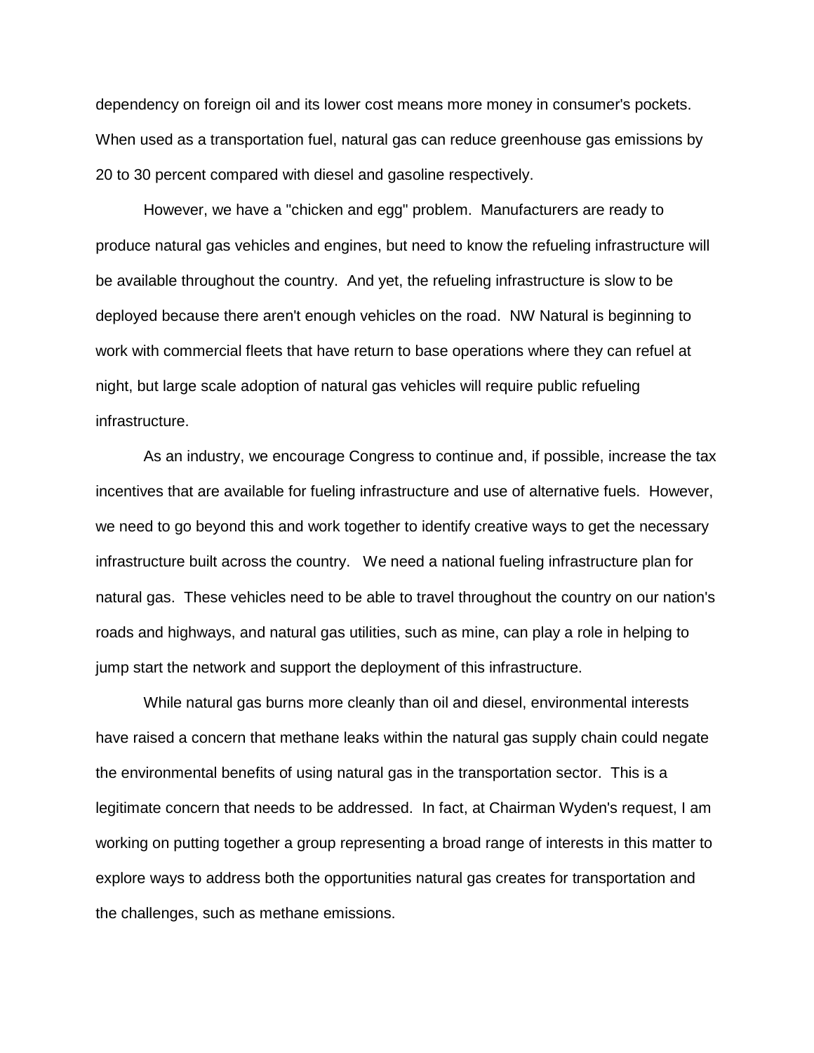dependency on foreign oil and its lower cost means more money in consumer's pockets. When used as a transportation fuel, natural gas can reduce greenhouse gas emissions by 20 to 30 percent compared with diesel and gasoline respectively.

However, we have a "chicken and egg" problem. Manufacturers are ready to produce natural gas vehicles and engines, but need to know the refueling infrastructure will be available throughout the country. And yet, the refueling infrastructure is slow to be deployed because there aren't enough vehicles on the road. NW Natural is beginning to work with commercial fleets that have return to base operations where they can refuel at night, but large scale adoption of natural gas vehicles will require public refueling infrastructure.

As an industry, we encourage Congress to continue and, if possible, increase the tax incentives that are available for fueling infrastructure and use of alternative fuels. However, we need to go beyond this and work together to identify creative ways to get the necessary infrastructure built across the country. We need a national fueling infrastructure plan for natural gas. These vehicles need to be able to travel throughout the country on our nation's roads and highways, and natural gas utilities, such as mine, can play a role in helping to jump start the network and support the deployment of this infrastructure.

While natural gas burns more cleanly than oil and diesel, environmental interests have raised a concern that methane leaks within the natural gas supply chain could negate the environmental benefits of using natural gas in the transportation sector. This is a legitimate concern that needs to be addressed. In fact, at Chairman Wyden's request, I am working on putting together a group representing a broad range of interests in this matter to explore ways to address both the opportunities natural gas creates for transportation and the challenges, such as methane emissions.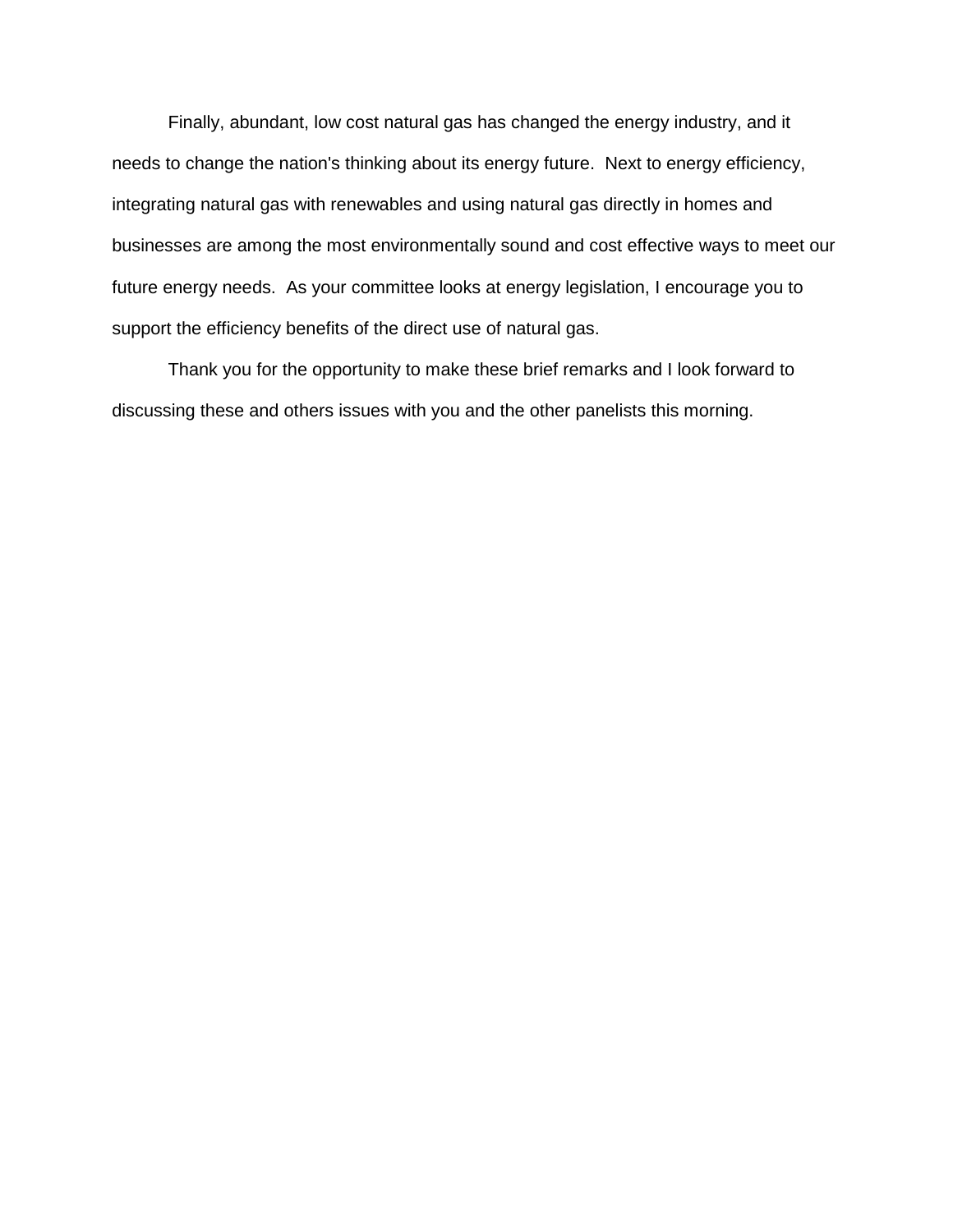Finally, abundant, low cost natural gas has changed the energy industry, and it needs to change the nation's thinking about its energy future. Next to energy efficiency, integrating natural gas with renewables and using natural gas directly in homes and businesses are among the most environmentally sound and cost effective ways to meet our future energy needs. As your committee looks at energy legislation, I encourage you to support the efficiency benefits of the direct use of natural gas.

Thank you for the opportunity to make these brief remarks and I look forward to discussing these and others issues with you and the other panelists this morning.